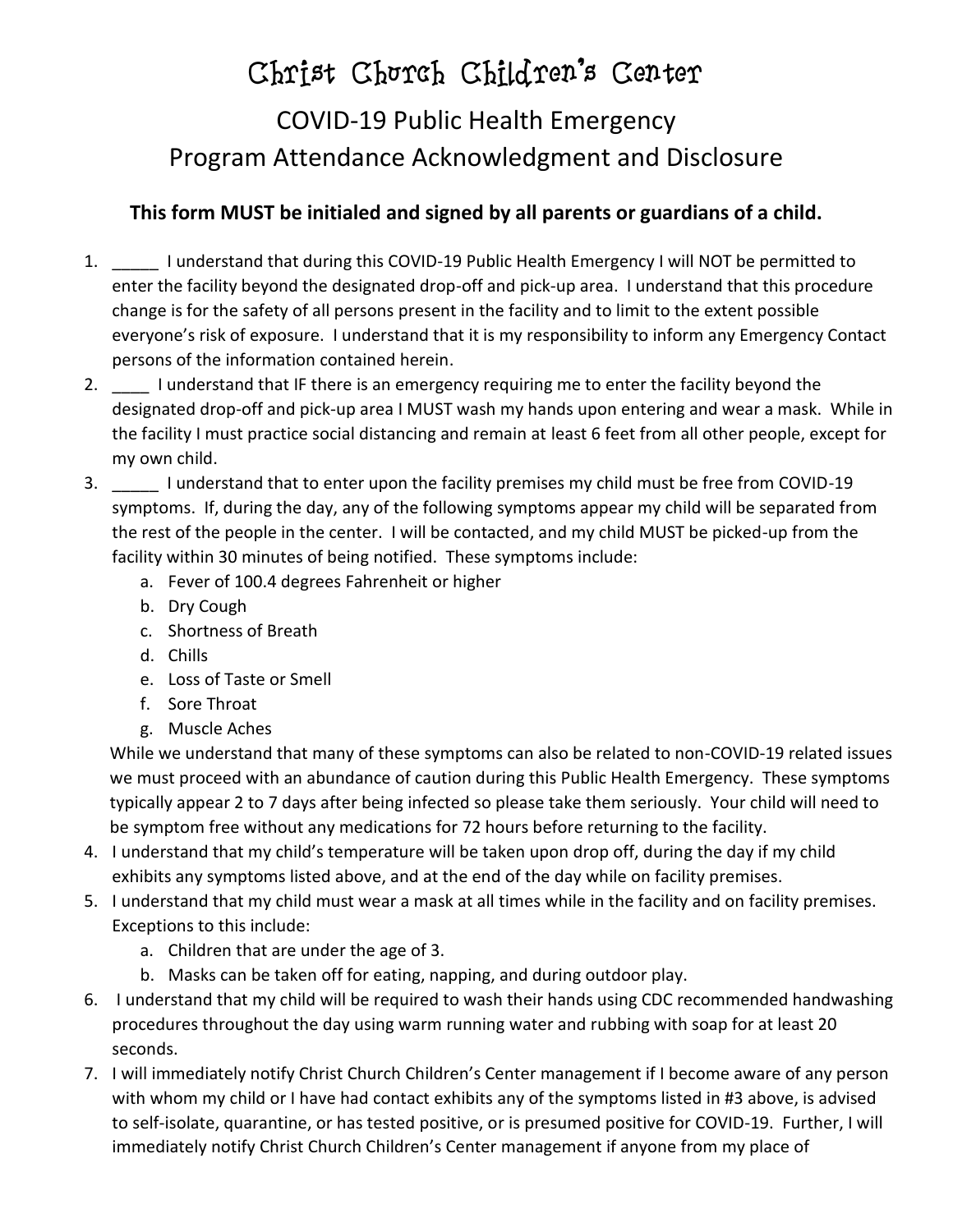# Christ Church Children's Center

## COVID-19 Public Health Emergency
## Program Attendance Acknowledgment and Disclosure

**This form MUST be initialed and signed by all parents or guardians of a child.**

1. _____ I understand that during this COVID-19 Public Health Emergency I will NOT be permitted to enter the facility beyond the designated drop-off and pick-up area. I understand that this procedure change is for the safety of all persons present in the facility and to limit to the extent possible everyone's risk of exposure. I understand that it is my responsibility to inform any Emergency Contact persons of the information contained herein.
2. ____ I understand that IF there is an emergency requiring me to enter the facility beyond the designated drop-off and pick-up area I MUST wash my hands upon entering and wear a mask. While in the facility I must practice social distancing and remain at least 6 feet from all other people, except for my own child.
3. _____ I understand that to enter upon the facility premises my child must be free from COVID-19 symptoms. If, during the day, any of the following symptoms appear my child will be separated from the rest of the people in the center. I will be contacted, and my child MUST be picked-up from the facility within 30 minutes of being notified. These symptoms include:
   a. Fever of 100.4 degrees Fahrenheit or higher
   b. Dry Cough
   c. Shortness of Breath
   d. Chills
   e. Loss of Taste or Smell
   f. Sore Throat
   g. Muscle Aches

   While we understand that many of these symptoms can also be related to non-COVID-19 related issues we must proceed with an abundance of caution during this Public Health Emergency. These symptoms typically appear 2 to 7 days after being infected so please take them seriously. Your child will need to be symptom free without any medications for 72 hours before returning to the facility.
4. I understand that my child's temperature will be taken upon drop off, during the day if my child exhibits any symptoms listed above, and at the end of the day while on facility premises.
5. I understand that my child must wear a mask at all times while in the facility and on facility premises. Exceptions to this include:
   a. Children that are under the age of 3.
   b. Masks can be taken off for eating, napping, and during outdoor play.
6. I understand that my child will be required to wash their hands using CDC recommended handwashing procedures throughout the day using warm running water and rubbing with soap for at least 20 seconds.
7. I will immediately notify Christ Church Children's Center management if I become aware of any person with whom my child or I have had contact exhibits any of the symptoms listed in #3 above, is advised to self-isolate, quarantine, or has tested positive, or is presumed positive for COVID-19. Further, I will immediately notify Christ Church Children's Center management if anyone from my place of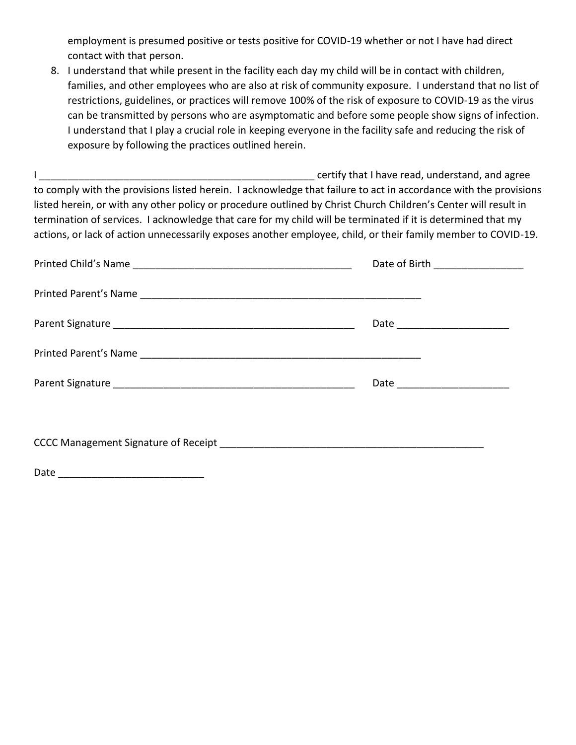employment is presumed positive or tests positive for COVID-19 whether or not I have had direct contact with that person.

8. I understand that while present in the facility each day my child will be in contact with children, families, and other employees who are also at risk of community exposure. I understand that no list of restrictions, guidelines, or practices will remove 100% of the risk of exposure to COVID-19 as the virus can be transmitted by persons who are asymptomatic and before some people show signs of infection. I understand that I play a crucial role in keeping everyone in the facility safe and reducing the risk of exposure by following the practices outlined herein.

I __________________________________________________ certify that I have read, understand, and agree to comply with the provisions listed herein. I acknowledge that failure to act in accordance with the provisions listed herein, or with any other policy or procedure outlined by Christ Church Children's Center will result in termination of services. I acknowledge that care for my child will be terminated if it is determined that my actions, or lack of action unnecessarily exposes another employee, child, or their family member to COVID-19.

Printed Child's Name _______________________________________ Date of Birth ________________

Printed Parent's Name ___________________________________________________

Parent Signature ____________________________________________ Date ____________________

Printed Parent's Name ___________________________________________________

Parent Signature ____________________________________________ Date ____________________

CCCC Management Signature of Receipt ________________________________________________

Date __________________________